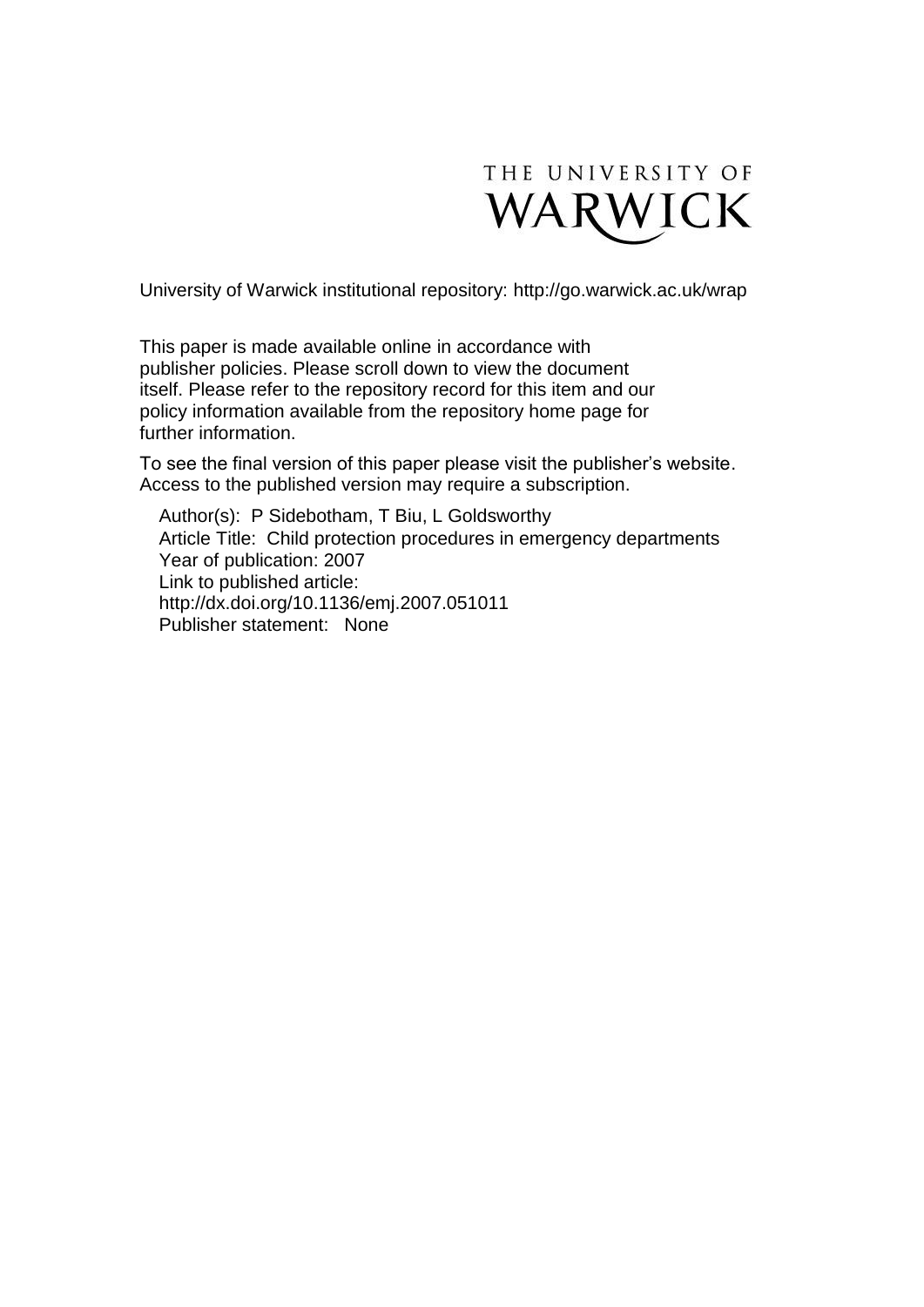THE UNIVERSITY OF WARWICK

University of Warwick institutional repository: http://go.warwick.ac.uk/wrap

This paper is made available online in accordance with publisher policies. Please scroll down to view the document itself. Please refer to the repository record for this item and our policy information available from the repository home page for further information.

To see the final version of this paper please visit the publisher's website. Access to the published version may require a subscription.

Author(s): P Sidebotham, T Biu, L Goldsworthy
Article Title: Child protection procedures in emergency departments
Year of publication: 2007
Link to published article:
http://dx.doi.org/10.1136/emj.2007.051011
Publisher statement: None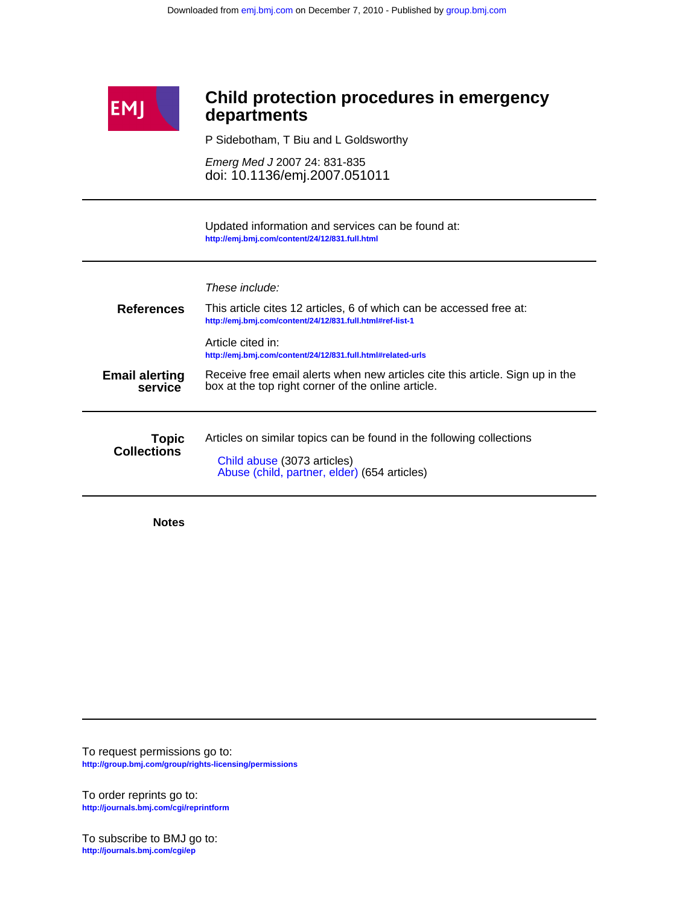Downloaded from emj.bmj.com on December 7, 2010 - Published by group.bmj.com

# Child protection procedures in emergency departments

P Sidebotham, T Biu and L Goldsworthy

*Emerg Med J* 2007 24: 831-835
doi: 10.1136/emj.2007.051011

Updated information and services can be found at:
http://emj.bmj.com/content/24/12/831.full.html

*These include:*

**References**

This article cites 12 articles, 6 of which can be accessed free at:
http://emj.bmj.com/content/24/12/831.full.html#ref-list-1

Article cited in:
http://emj.bmj.com/content/24/12/831.full.html#related-urls

**Email alerting service**

Receive free email alerts when new articles cite this article. Sign up in the box at the top right corner of the online article.

**Topic Collections**

Articles on similar topics can be found in the following collections

- Child abuse (3073 articles)
- Abuse (child, partner, elder) (654 articles)

**Notes**

To request permissions go to:
http://group.bmj.com/group/rights-licensing/permissions

To order reprints go to:
http://journals.bmj.com/cgi/reprintform

To subscribe to BMJ go to:
http://journals.bmj.com/cgi/ep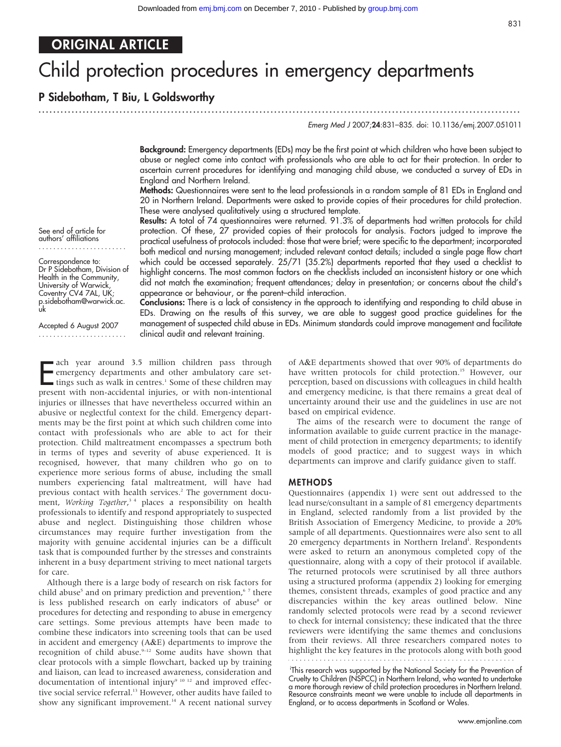# Child protection procedures in emergency departments

## P Sidebotham, T Biu, L Goldsworthy

Emerg Med J 2007;24:831–835. doi: 10.1136/emj.2007.051011

**Background:** Emergency departments (EDs) may be the first point at which children who have been subject to abuse or neglect come into contact with professionals who are able to act for their protection. In order to ascertain current procedures for identifying and managing child abuse, we conducted a survey of EDs in England and Northern Ireland.

**Methods:** Questionnaires were sent to the lead professionals in a random sample of 81 EDs in England and 20 in Northern Ireland. Departments were asked to provide copies of their procedures for child protection. These were analysed qualitatively using a structured template.

**Results:** A total of 74 questionnaires were returned. 91.3% of departments had written protocols for child protection. Of these, 27 provided copies of their protocols for analysis. Factors judged to improve the practical usefulness of protocols included: those that were brief; were specific to the department; incorporated both medical and nursing management; included relevant contact details; included a single page flow chart which could be accessed separately. 25/71 (35.2%) departments reported that they used a checklist to highlight concerns. The most common factors on the checklists included an inconsistent history or one which did not match the examination; frequent attendances; delay in presentation; or concerns about the child's appearance or behaviour, or the parent–child interaction.

**Conclusions:** There is a lack of consistency in the approach to identifying and responding to child abuse in EDs. Drawing on the results of this survey, we are able to suggest good practice guidelines for the management of suspected child abuse in EDs. Minimum standards could improve management and facilitate clinical audit and relevant training.

See end of article for authors' affiliations

Correspondence to: Dr P Sidebotham, Division of Health in the Community, University of Warwick, Coventry CV4 7AL, UK; p.sidebotham@warwick.ac.uk

Accepted 6 August 2007

Each year around 3.5 million children pass through emergency departments and other ambulatory care settings such as walk in centres.[1] Some of these children may present with non-accidental injuries, or with non-intentional injuries or illnesses that have nevertheless occurred within an abusive or neglectful context for the child. Emergency departments may be the first point at which such children come into contact with professionals who are able to act for their protection. Child maltreatment encompasses a spectrum both in terms of types and severity of abuse experienced. It is recognised, however, that many children who go on to experience more serious forms of abuse, including the small numbers experiencing fatal maltreatment, will have had previous contact with health services.[2] The government document, *Working Together*,[3 4] places a responsibility on health professionals to identify and respond appropriately to suspected abuse and neglect. Distinguishing those children whose circumstances may require further investigation from the majority with genuine accidental injuries can be a difficult task that is compounded further by the stresses and constraints inherent in a busy department striving to meet national targets for care.

Although there is a large body of research on risk factors for child abuse[5] and on primary prediction and prevention,[6 7] there is less published research on early indicators of abuse[8] or procedures for detecting and responding to abuse in emergency care settings. Some previous attempts have been made to combine these indicators into screening tools that can be used in accident and emergency (A&E) departments to improve the recognition of child abuse.[9–12] Some audits have shown that clear protocols with a simple flowchart, backed up by training and liaison, can lead to increased awareness, consideration and documentation of intentional injury[9 10 12] and improved effective social service referral.[13] However, other audits have failed to show any significant improvement.[14] A recent national survey of A&E departments showed that over 90% of departments do have written protocols for child protection.[15] However, our perception, based on discussions with colleagues in child health and emergency medicine, is that there remains a great deal of uncertainty around their use and the guidelines in use are not based on empirical evidence.

The aims of the research were to document the range of information available to guide current practice in the management of child protection in emergency departments; to identify models of good practice; and to suggest ways in which departments can improve and clarify guidance given to staff.

## METHODS

Questionnaires (appendix 1) were sent out addressed to the lead nurse/consultant in a sample of 81 emergency departments in England, selected randomly from a list provided by the British Association of Emergency Medicine, to provide a 20% sample of all departments. Questionnaires were also sent to all 20 emergency departments in Northern Ireland[i]. Respondents were asked to return an anonymous completed copy of the questionnaire, along with a copy of their protocol if available. The returned protocols were scrutinised by all three authors using a structured proforma (appendix 2) looking for emerging themes, consistent threads, examples of good practice and any discrepancies within the key areas outlined below. Nine randomly selected protocols were read by a second reviewer to check for internal consistency; these indicated that the three reviewers were identifying the same themes and conclusions from their reviews. All three researchers compared notes to highlight the key features in the protocols along with both good

[i]This research was supported by the National Society for the Prevention of Cruelty to Children (NSPCC) in Northern Ireland, who wanted to undertake a more thorough review of child protection procedures in Northern Ireland. Resource constraints meant we were unable to include all departments in England, or to access departments in Scotland or Wales.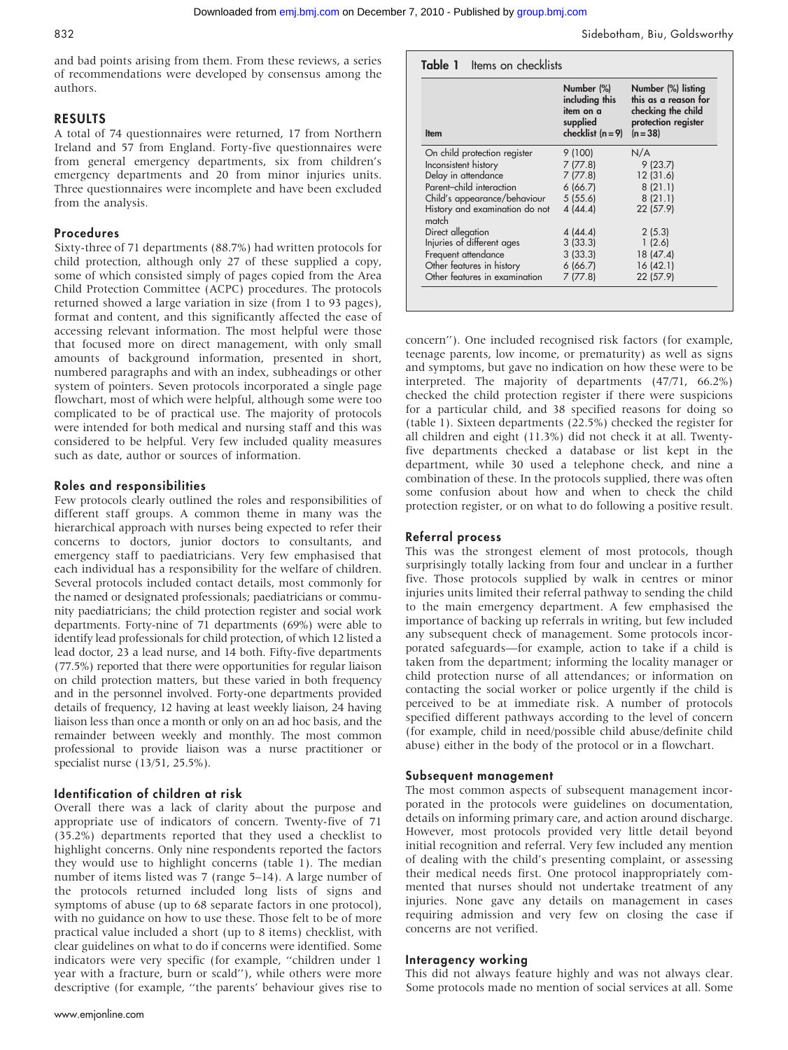and bad points arising from them. From these reviews, a series of recommendations were developed by consensus among the authors.

## RESULTS

A total of 74 questionnaires were returned, 17 from Northern Ireland and 57 from England. Forty-five questionnaires were from general emergency departments, six from children's emergency departments and 20 from minor injuries units. Three questionnaires were incomplete and have been excluded from the analysis.

### Procedures

Sixty-three of 71 departments (88.7%) had written protocols for child protection, although only 27 of these supplied a copy, some of which consisted simply of pages copied from the Area Child Protection Committee (ACPC) procedures. The protocols returned showed a large variation in size (from 1 to 93 pages), format and content, and this significantly affected the ease of accessing relevant information. The most helpful were those that focused more on direct management, with only small amounts of background information, presented in short, numbered paragraphs and with an index, subheadings or other system of pointers. Seven protocols incorporated a single page flowchart, most of which were helpful, although some were too complicated to be of practical use. The majority of protocols were intended for both medical and nursing staff and this was considered to be helpful. Very few included quality measures such as date, author or sources of information.

### Roles and responsibilities

Few protocols clearly outlined the roles and responsibilities of different staff groups. A common theme in many was the hierarchical approach with nurses being expected to refer their concerns to doctors, junior doctors to consultants, and emergency staff to paediatricians. Very few emphasised that each individual has a responsibility for the welfare of children. Several protocols included contact details, most commonly for the named or designated professionals; paediatricians or community paediatricians; the child protection register and social work departments. Forty-nine of 71 departments (69%) were able to identify lead professionals for child protection, of which 12 listed a lead doctor, 23 a lead nurse, and 14 both. Fifty-five departments (77.5%) reported that there were opportunities for regular liaison on child protection matters, but these varied in both frequency and in the personnel involved. Forty-one departments provided details of frequency, 12 having at least weekly liaison, 24 having liaison less than once a month or only on an ad hoc basis, and the remainder between weekly and monthly. The most common professional to provide liaison was a nurse practitioner or specialist nurse (13/51, 25.5%).

### Identification of children at risk

Overall there was a lack of clarity about the purpose and appropriate use of indicators of concern. Twenty-five of 71 (35.2%) departments reported that they used a checklist to highlight concerns. Only nine respondents reported the factors they would use to highlight concerns (table 1). The median number of items listed was 7 (range 5–14). A large number of the protocols returned included long lists of signs and symptoms of abuse (up to 68 separate factors in one protocol), with no guidance on how to use these. Those felt to be of more practical value included a short (up to 8 items) checklist, with clear guidelines on what to do if concerns were identified. Some indicators were very specific (for example, "children under 1 year with a fracture, burn or scald"), while others were more descriptive (for example, "the parents' behaviour gives rise to concern"). One included recognised risk factors (for example, teenage parents, low income, or prematurity) as well as signs and symptoms, but gave no indication on how these were to be interpreted. The majority of departments (47/71, 66.2%) checked the child protection register if there were suspicions for a particular child, and 38 specified reasons for doing so (table 1). Sixteen departments (22.5%) checked the register for all children and eight (11.3%) did not check it at all. Twenty-five departments checked a database or list kept in the department, while 30 used a telephone check, and nine a combination of these. In the protocols supplied, there was often some confusion about how and when to check the child protection register, or on what to do following a positive result.

**Table 1** Items on checklists

| Item | Number (%) including this item on a supplied checklist (n = 9) | Number (%) listing this as a reason for checking the child protection register (n = 38) |
|---|---|---|
| On child protection register | 9 (100) | N/A |
| Inconsistent history | 7 (77.8) | 9 (23.7) |
| Delay in attendance | 7 (77.8) | 12 (31.6) |
| Parent–child interaction | 6 (66.7) | 8 (21.1) |
| Child's appearance/behaviour | 5 (55.6) | 8 (21.1) |
| History and examination do not match | 4 (44.4) | 22 (57.9) |
| Direct allegation | 4 (44.4) | 2 (5.3) |
| Injuries of different ages | 3 (33.3) | 1 (2.6) |
| Frequent attendance | 3 (33.3) | 18 (47.4) |
| Other features in history | 6 (66.7) | 16 (42.1) |
| Other features in examination | 7 (77.8) | 22 (57.9) |

### Referral process

This was the strongest element of most protocols, though surprisingly totally lacking from four and unclear in a further five. Those protocols supplied by walk in centres or minor injuries units limited their referral pathway to sending the child to the main emergency department. A few emphasised the importance of backing up referrals in writing, but few included any subsequent check of management. Some protocols incorporated safeguards—for example, action to take if a child is taken from the department; informing the locality manager or child protection nurse of all attendances; or information on contacting the social worker or police urgently if the child is perceived to be at immediate risk. A number of protocols specified different pathways according to the level of concern (for example, child in need/possible child abuse/definite child abuse) either in the body of the protocol or in a flowchart.

### Subsequent management

The most common aspects of subsequent management incorporated in the protocols were guidelines on documentation, details on informing primary care, and action around discharge. However, most protocols provided very little detail beyond initial recognition and referral. Very few included any mention of dealing with the child's presenting complaint, or assessing their medical needs first. One protocol inappropriately commented that nurses should not undertake treatment of any injuries. None gave any details on management in cases requiring admission and very few on closing the case if concerns are not verified.

### Interagency working

This did not always feature highly and was not always clear. Some protocols made no mention of social services at all. Some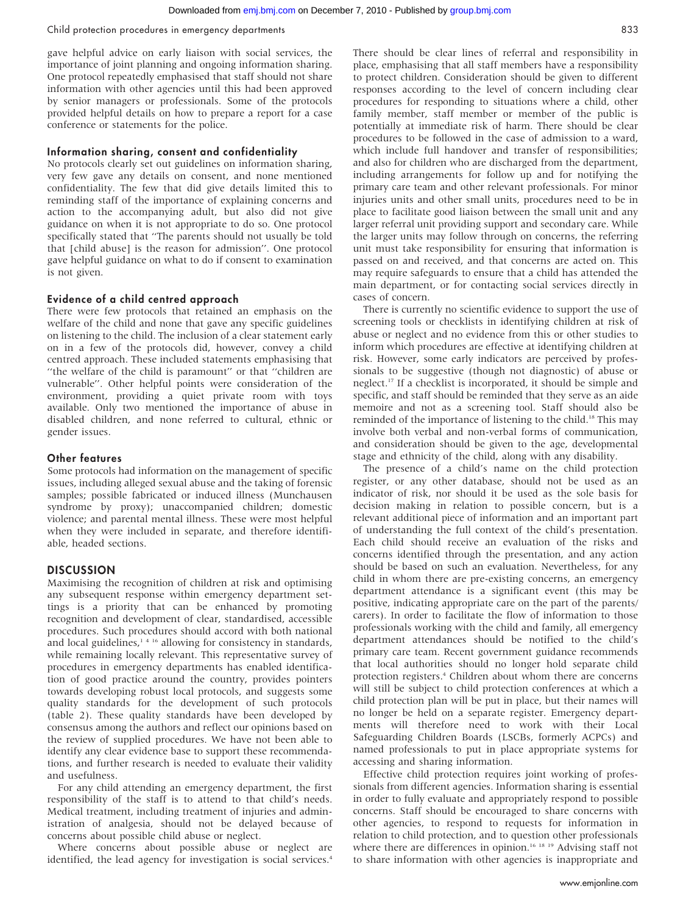gave helpful advice on early liaison with social services, the importance of joint planning and ongoing information sharing. One protocol repeatedly emphasised that staff should not share information with other agencies until this had been approved by senior managers or professionals. Some of the protocols provided helpful details on how to prepare a report for a case conference or statements for the police.

### Information sharing, consent and confidentiality

No protocols clearly set out guidelines on information sharing, very few gave any details on consent, and none mentioned confidentiality. The few that did give details limited this to reminding staff of the importance of explaining concerns and action to the accompanying adult, but also did not give guidance on when it is not appropriate to do so. One protocol specifically stated that "The parents should not usually be told that [child abuse] is the reason for admission". One protocol gave helpful guidance on what to do if consent to examination is not given.

### Evidence of a child centred approach

There were few protocols that retained an emphasis on the welfare of the child and none that gave any specific guidelines on listening to the child. The inclusion of a clear statement early on in a few of the protocols did, however, convey a child centred approach. These included statements emphasising that "the welfare of the child is paramount" or that "children are vulnerable". Other helpful points were consideration of the environment, providing a quiet private room with toys available. Only two mentioned the importance of abuse in disabled children, and none referred to cultural, ethnic or gender issues.

### Other features

Some protocols had information on the management of specific issues, including alleged sexual abuse and the taking of forensic samples; possible fabricated or induced illness (Munchausen syndrome by proxy); unaccompanied children; domestic violence; and parental mental illness. These were most helpful when they were included in separate, and therefore identifiable, headed sections.

## DISCUSSION

Maximising the recognition of children at risk and optimising any subsequent response within emergency department settings is a priority that can be enhanced by promoting recognition and development of clear, standardised, accessible procedures. Such procedures should accord with both national and local guidelines,[1 4 16] allowing for consistency in standards, while remaining locally relevant. This representative survey of procedures in emergency departments has enabled identification of good practice around the country, provides pointers towards developing robust local protocols, and suggests some quality standards for the development of such protocols (table 2). These quality standards have been developed by consensus among the authors and reflect our opinions based on the review of supplied procedures. We have not been able to identify any clear evidence base to support these recommendations, and further research is needed to evaluate their validity and usefulness.

For any child attending an emergency department, the first responsibility of the staff is to attend to that child's needs. Medical treatment, including treatment of injuries and administration of analgesia, should not be delayed because of concerns about possible child abuse or neglect.

Where concerns about possible abuse or neglect are identified, the lead agency for investigation is social services.[4] There should be clear lines of referral and responsibility in place, emphasising that all staff members have a responsibility to protect children. Consideration should be given to different responses according to the level of concern including clear procedures for responding to situations where a child, other family member, staff member or member of the public is potentially at immediate risk of harm. There should be clear procedures to be followed in the case of admission to a ward, which include full handover and transfer of responsibilities; and also for children who are discharged from the department, including arrangements for follow up and for notifying the primary care team and other relevant professionals. For minor injuries units and other small units, procedures need to be in place to facilitate good liaison between the small unit and any larger referral unit providing support and secondary care. While the larger units may follow through on concerns, the referring unit must take responsibility for ensuring that information is passed on and received, and that concerns are acted on. This may require safeguards to ensure that a child has attended the main department, or for contacting social services directly in cases of concern.

There is currently no scientific evidence to support the use of screening tools or checklists in identifying children at risk of abuse or neglect and no evidence from this or other studies to inform which procedures are effective at identifying children at risk. However, some early indicators are perceived by professionals to be suggestive (though not diagnostic) of abuse or neglect.[17] If a checklist is incorporated, it should be simple and specific, and staff should be reminded that they serve as an aide memoire and not as a screening tool. Staff should also be reminded of the importance of listening to the child.[18] This may involve both verbal and non-verbal forms of communication, and consideration should be given to the age, developmental stage and ethnicity of the child, along with any disability.

The presence of a child's name on the child protection register, or any other database, should not be used as an indicator of risk, nor should it be used as the sole basis for decision making in relation to possible concern, but is a relevant additional piece of information and an important part of understanding the full context of the child's presentation. Each child should receive an evaluation of the risks and concerns identified through the presentation, and any action should be based on such an evaluation. Nevertheless, for any child in whom there are pre-existing concerns, an emergency department attendance is a significant event (this may be positive, indicating appropriate care on the part of the parents/carers). In order to facilitate the flow of information to those professionals working with the child and family, all emergency department attendances should be notified to the child's primary care team. Recent government guidance recommends that local authorities should no longer hold separate child protection registers.[4] Children about whom there are concerns will still be subject to child protection conferences at which a child protection plan will be put in place, but their names will no longer be held on a separate register. Emergency departments will therefore need to work with their Local Safeguarding Children Boards (LSCBs, formerly ACPCs) and named professionals to put in place appropriate systems for accessing and sharing information.

Effective child protection requires joint working of professionals from different agencies. Information sharing is essential in order to fully evaluate and appropriately respond to possible concerns. Staff should be encouraged to share concerns with other agencies, to respond to requests for information in relation to child protection, and to question other professionals where there are differences in opinion.[16 18 19] Advising staff not to share information with other agencies is inappropriate and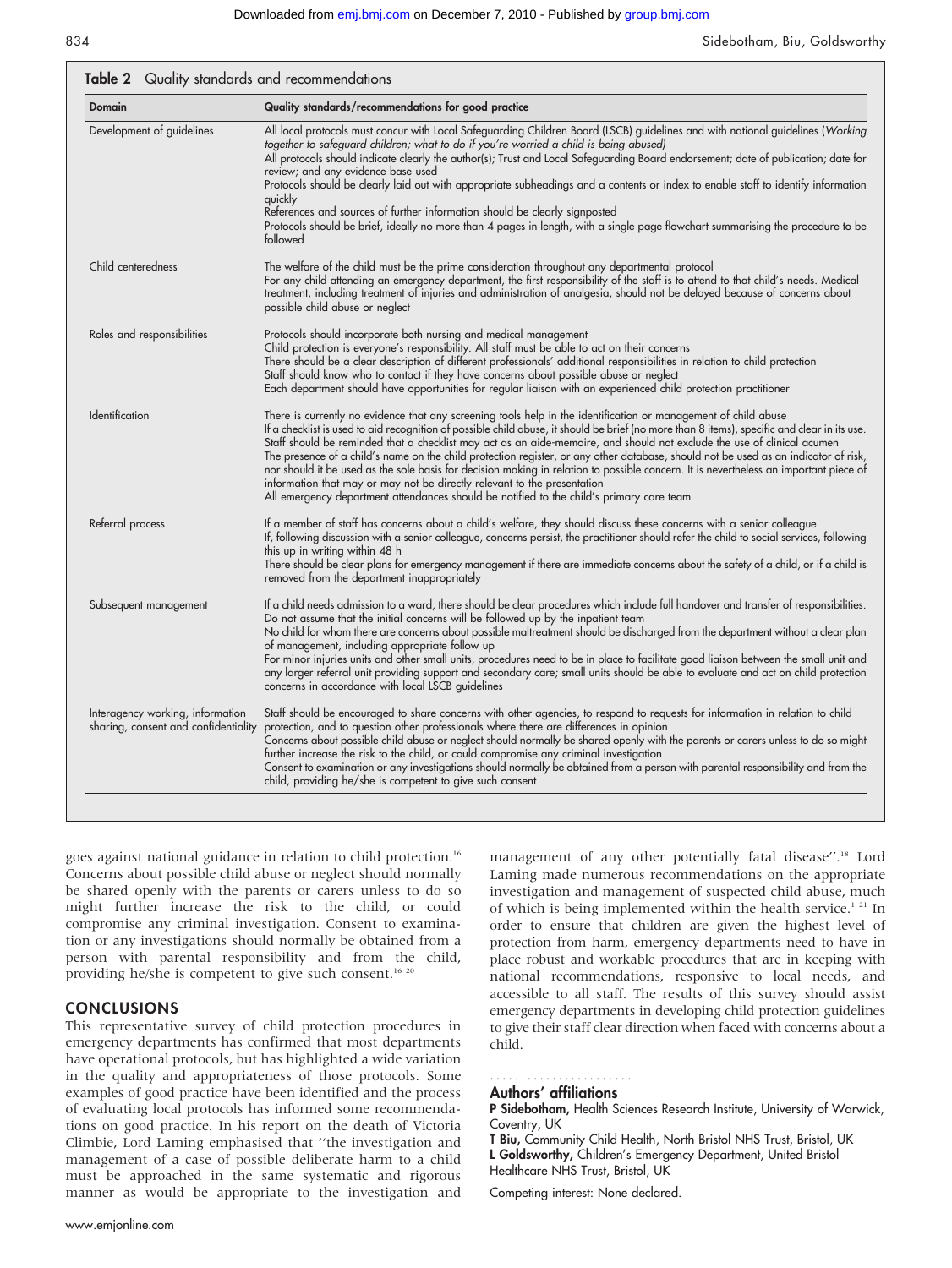**Table 2** Quality standards and recommendations

| Domain | Quality standards/recommendations for good practice |
|---|---|
| Development of guidelines | All local protocols must concur with Local Safeguarding Children Board (LSCB) guidelines and with national guidelines (*Working together to safeguard children; what to do if you're worried a child is being abused*)<br>All protocols should indicate clearly the author(s); Trust and Local Safeguarding Board endorsement; date of publication; date for review; and any evidence base used<br>Protocols should be clearly laid out with appropriate subheadings and a contents or index to enable staff to identify information quickly<br>References and sources of further information should be clearly signposted<br>Protocols should be brief, ideally no more than 4 pages in length, with a single page flowchart summarising the procedure to be followed |
| Child centeredness | The welfare of the child must be the prime consideration throughout any departmental protocol<br>For any child attending an emergency department, the first responsibility of the staff is to attend to that child's needs. Medical treatment, including treatment of injuries and administration of analgesia, should not be delayed because of concerns about possible child abuse or neglect |
| Roles and responsibilities | Protocols should incorporate both nursing and medical management<br>Child protection is everyone's responsibility. All staff must be able to act on their concerns<br>There should be a clear description of different professionals' additional responsibilities in relation to child protection<br>Staff should know who to contact if they have concerns about possible abuse or neglect<br>Each department should have opportunities for regular liaison with an experienced child protection practitioner |
| Identification | There is currently no evidence that any screening tools help in the identification or management of child abuse<br>If a checklist is used to aid recognition of possible child abuse, it should be brief (no more than 8 items), specific and clear in its use. Staff should be reminded that a checklist may act as an aide-memoire, and should not exclude the use of clinical acumen<br>The presence of a child's name on the child protection register, or any other database, should not be used as an indicator of risk, nor should it be used as the sole basis for decision making in relation to possible concern. It is nevertheless an important piece of information that may or may not be directly relevant to the presentation<br>All emergency department attendances should be notified to the child's primary care team |
| Referral process | If a member of staff has concerns about a child's welfare, they should discuss these concerns with a senior colleague<br>If, following discussion with a senior colleague, concerns persist, the practitioner should refer the child to social services, following this up in writing within 48 h<br>There should be clear plans for emergency management if there are immediate concerns about the safety of a child, or if a child is removed from the department inappropriately |
| Subsequent management | If a child needs admission to a ward, there should be clear procedures which include full handover and transfer of responsibilities. Do not assume that the initial concerns will be followed up by the inpatient team<br>No child for whom there are concerns about possible maltreatment should be discharged from the department without a clear plan of management, including appropriate follow up<br>For minor injuries units and other small units, procedures need to be in place to facilitate good liaison between the small unit and any larger referral unit providing support and secondary care; small units should be able to evaluate and act on child protection concerns in accordance with local LSCB guidelines |
| Interagency working, information sharing, consent and confidentiality | Staff should be encouraged to share concerns with other agencies, to respond to requests for information in relation to child protection, and to question other professionals where there are differences in opinion<br>Concerns about possible child abuse or neglect should normally be shared openly with the parents or carers unless to do so might further increase the risk to the child, or could compromise any criminal investigation<br>Consent to examination or any investigations should normally be obtained from a person with parental responsibility and from the child, providing he/she is competent to give such consent |

goes against national guidance in relation to child protection.[16] Concerns about possible child abuse or neglect should normally be shared openly with the parents or carers unless to do so might further increase the risk to the child, or could compromise any criminal investigation. Consent to examination or any investigations should normally be obtained from a person with parental responsibility and from the child, providing he/she is competent to give such consent.[16 20]

## CONCLUSIONS

This representative survey of child protection procedures in emergency departments has confirmed that most departments have operational protocols, but has highlighted a wide variation in the quality and appropriateness of those protocols. Some examples of good practice have been identified and the process of evaluating local protocols has informed some recommendations on good practice. In his report on the death of Victoria Climbie, Lord Laming emphasised that "the investigation and management of a case of possible deliberate harm to a child must be approached in the same systematic and rigorous manner as would be appropriate to the investigation and management of any other potentially fatal disease".[18] Lord Laming made numerous recommendations on the appropriate investigation and management of suspected child abuse, much of which is being implemented within the health service.[1 21] In order to ensure that children are given the highest level of protection from harm, emergency departments need to have in place robust and workable procedures that are in keeping with national recommendations, responsive to local needs, and accessible to all staff. The results of this survey should assist emergency departments in developing child protection guidelines to give their staff clear direction when faced with concerns about a child.

### Authors' affiliations

**P Sidebotham,** Health Sciences Research Institute, University of Warwick, Coventry, UK
**T Biu,** Community Child Health, North Bristol NHS Trust, Bristol, UK
**L Goldsworthy,** Children's Emergency Department, United Bristol Healthcare NHS Trust, Bristol, UK

Competing interest: None declared.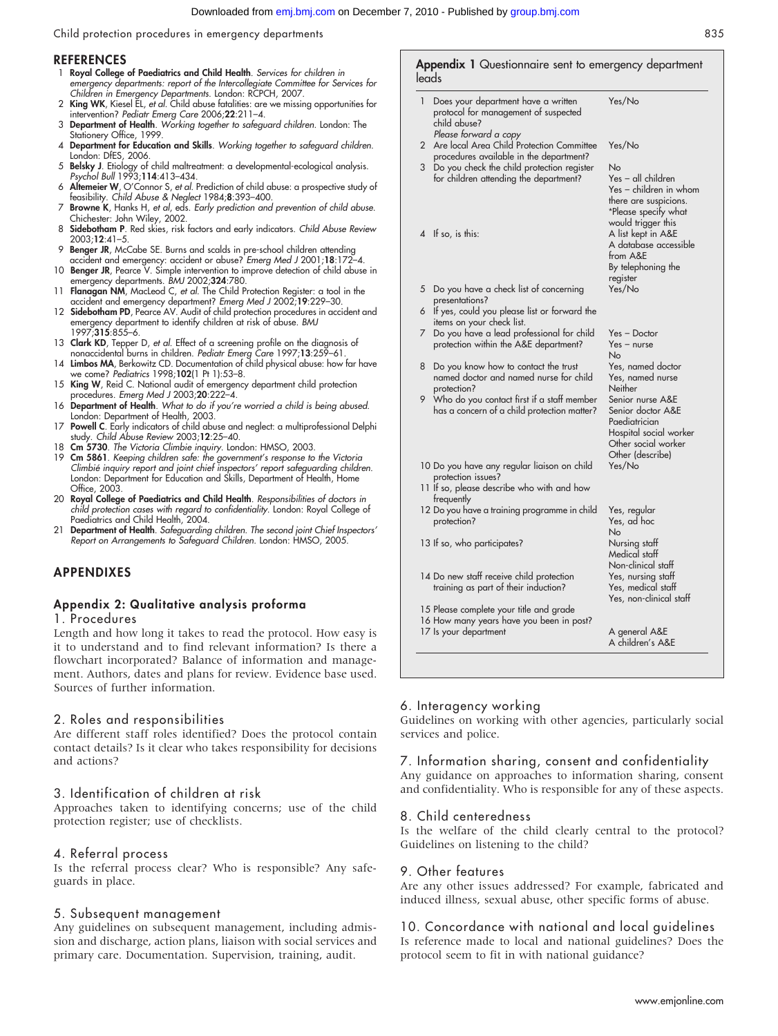## REFERENCES

1. **Royal College of Paediatrics and Child Health**. *Services for children in emergency departments: report of the Intercollegiate Committee for Services for Children in Emergency Departments*. London: RCPCH, 2007.
2. **King WK**, Kiesel EL, *et al*. Child abuse fatalities: are we missing opportunities for intervention? *Pediatr Emerg Care* 2006;**22**:211–4.
3. **Department of Health**. *Working together to safeguard children*. London: The Stationery Office, 1999.
4. **Department for Education and Skills**. *Working together to safeguard children*. London: DfES, 2006.
5. **Belsky J**. Etiology of child maltreatment: a developmental-ecological analysis. *Psychol Bull* 1993;**114**:413–434.
6. **Altemeier W**, O'Connor S, *et al*. Prediction of child abuse: a prospective study of feasibility. *Child Abuse & Neglect* 1984;**8**:393–400.
7. **Browne K**, Hanks H, *et al*, eds. *Early prediction and prevention of child abuse*. Chichester: John Wiley, 2002.
8. **Sidebotham P**. Red skies, risk factors and early indicators. *Child Abuse Review* 2003;**12**:41–5.
9. **Benger JR**, McCabe SE. Burns and scalds in pre-school children attending accident and emergency: accident or abuse? *Emerg Med J* 2001;**18**:172–4.
10. **Benger JR**, Pearce V. Simple intervention to improve detection of child abuse in emergency departments. *BMJ* 2002;**324**:780.
11. **Flanagan NM**, MacLeod C, *et al*. The Child Protection Register: a tool in the accident and emergency department? *Emerg Med J* 2002;**19**:229–30.
12. **Sidebotham PD**, Pearce AV. Audit of child protection procedures in accident and emergency department to identify children at risk of abuse. *BMJ* 1997;**315**:855–6.
13. **Clark KD**, Tepper D, *et al*. Effect of a screening profile on the diagnosis of nonaccidental burns in children. *Pediatr Emerg Care* 1997;**13**:259–61.
14. **Limbos MA**, Berkowitz CD. Documentation of child physical abuse: how far have we come? *Pediatrics* 1998;**102**(1 Pt 1):53–8.
15. **King W**, Reid C. National audit of emergency department child protection procedures. *Emerg Med J* 2003;**20**:222–4.
16. **Department of Health**. *What to do if you're worried a child is being abused*. London: Department of Health, 2003.
17. **Powell C**. Early indicators of child abuse and neglect: a multiprofessional Delphi study. *Child Abuse Review* 2003;**12**:25–40.
18. **Cm 5730**. *The Victoria Climbie inquiry*. London: HMSO, 2003.
19. **Cm 5861**. *Keeping children safe: the government's response to the Victoria Climbié inquiry report and joint chief inspectors' report safeguarding children*. London: Department for Education and Skills, Department of Health, Home Office, 2003.
20. **Royal College of Paediatrics and Child Health**. *Responsibilities of doctors in child protection cases with regard to confidentiality*. London: Royal College of Paediatrics and Child Health, 2004.
21. **Department of Health**. *Safeguarding children. The second joint Chief Inspectors' Report on Arrangements to Safeguard Children*. London: HMSO, 2005.

## APPENDIXES

**Appendix 1** Questionnaire sent to emergency department leads

| | | |
|---|---|---|
| 1 | Does your department have a written protocol for management of suspected child abuse? *Please forward a copy* | Yes/No |
| 2 | Are local Area Child Protection Committee procedures available in the department? | Yes/No |
| 3 | Do you check the child protection register for children attending the department? | No<br>Yes – all children<br>Yes – children in whom there are suspicions. *Please specify what would trigger this |
| 4 | If so, is this: | A list kept in A&E<br>A database accessible from A&E<br>By telephoning the register |
| 5 | Do you have a check list of concerning presentations? | Yes/No |
| 6 | If yes, could you please list or forward the items on your check list. | |
| 7 | Do you have a lead professional for child protection within the A&E department? | Yes – Doctor<br>Yes – nurse<br>No |
| 8 | Do you know how to contact the trust named doctor and named nurse for child protection? | Yes, named doctor<br>Yes, named nurse<br>Neither |
| 9 | Who do you contact first if a staff member has a concern of a child protection matter? | Senior nurse A&E<br>Senior doctor A&E<br>Paediatrician<br>Hospital social worker<br>Other social worker<br>Other (describe) |
| 10 | Do you have any regular liaison on child protection issues? | Yes/No |
| 11 | If so, please describe who with and how frequently | |
| 12 | Do you have a training programme in child protection? | Yes, regular<br>Yes, ad hoc<br>No |
| 13 | If so, who participates? | Nursing staff<br>Medical staff<br>Non-clinical staff |
| 14 | Do new staff receive child protection training as part of their induction? | Yes, nursing staff<br>Yes, medical staff<br>Yes, non-clinical staff |
| 15 | Please complete your title and grade | |
| 16 | How many years have you been in post? | |
| 17 | Is your department | A general A&E<br>A children's A&E |

### Appendix 2: Qualitative analysis proforma

#### 1. Procedures

Length and how long it takes to read the protocol. How easy is it to understand and to find relevant information? Is there a flowchart incorporated? Balance of information and management. Authors, dates and plans for review. Evidence base used. Sources of further information.

#### 2. Roles and responsibilities

Are different staff roles identified? Does the protocol contain contact details? Is it clear who takes responsibility for decisions and actions?

#### 3. Identification of children at risk

Approaches taken to identifying concerns; use of the child protection register; use of checklists.

#### 4. Referral process

Is the referral process clear? Who is responsible? Any safeguards in place.

#### 5. Subsequent management

Any guidelines on subsequent management, including admission and discharge, action plans, liaison with social services and primary care. Documentation. Supervision, training, audit.

#### 6. Interagency working

Guidelines on working with other agencies, particularly social services and police.

#### 7. Information sharing, consent and confidentiality

Any guidance on approaches to information sharing, consent and confidentiality. Who is responsible for any of these aspects.

#### 8. Child centeredness

Is the welfare of the child clearly central to the protocol? Guidelines on listening to the child?

#### 9. Other features

Are any other issues addressed? For example, fabricated and induced illness, sexual abuse, other specific forms of abuse.

#### 10. Concordance with national and local guidelines

Is reference made to local and national guidelines? Does the protocol seem to fit in with national guidance?